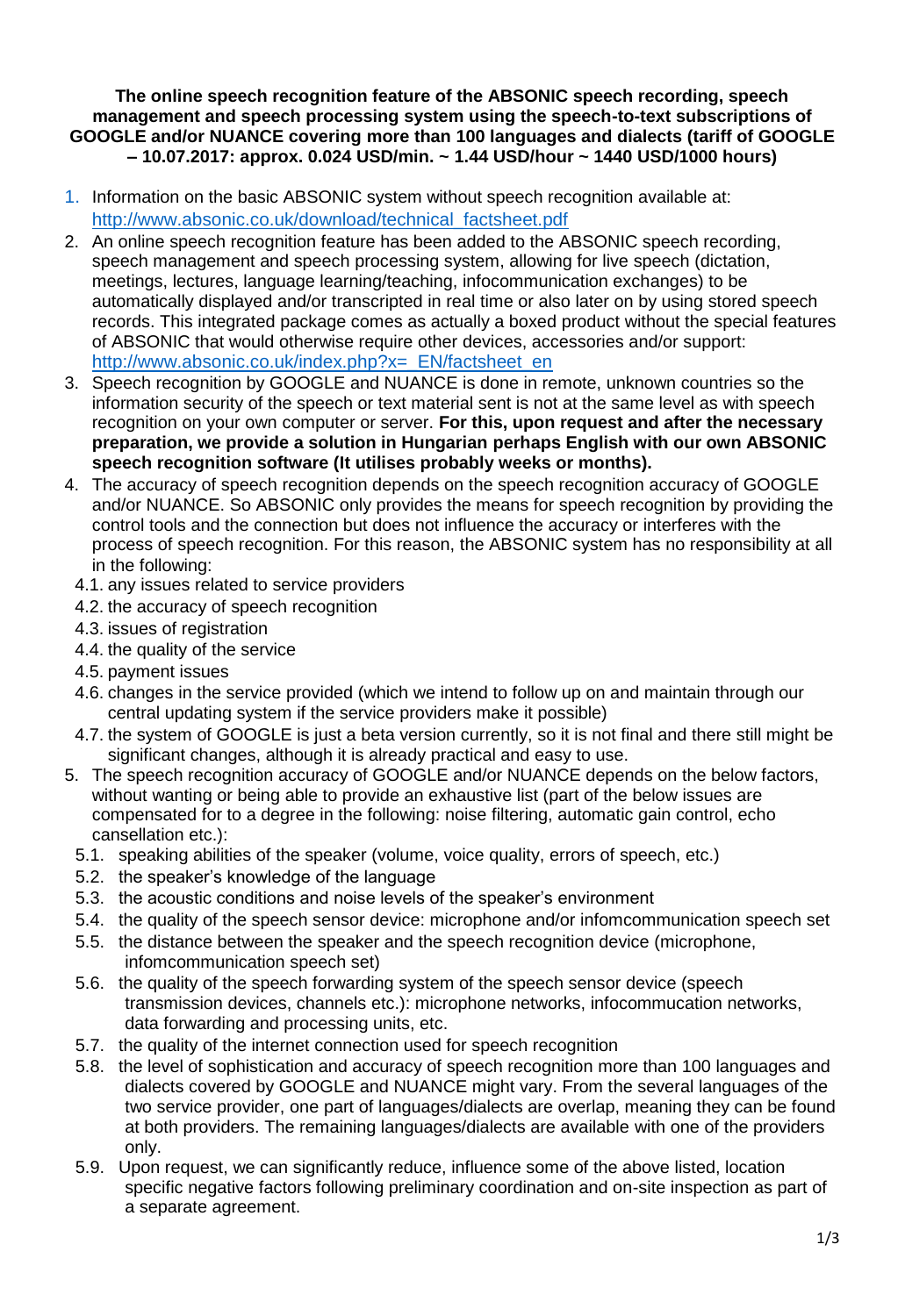**The online speech recognition feature of the ABSONIC speech recording, speech management and speech processing system using the speech-to-text subscriptions of GOOGLE and/or NUANCE covering more than 100 languages and dialects (tariff of GOOGLE – 10.07.2017: approx. 0.024 USD/min. ~ 1.44 USD/hour ~ 1440 USD/1000 hours)**

1. Information on the basic ABSONIC system without speech recognition available at: http://www.absonic.co.uk/download/technical_factsheet.pdf
2. An online speech recognition feature has been added to the ABSONIC speech recording, speech management and speech processing system, allowing for live speech (dictation, meetings, lectures, language learning/teaching, infocommunication exchanges) to be automatically displayed and/or transcripted in real time or also later on by using stored speech records. This integrated package comes as actually a boxed product without the special features of ABSONIC that would otherwise require other devices, accessories and/or support: http://www.absonic.co.uk/index.php?x=_EN/factsheet_en
3. Speech recognition by GOOGLE and NUANCE is done in remote, unknown countries so the information security of the speech or text material sent is not at the same level as with speech recognition on your own computer or server. **For this, upon request and after the necessary preparation, we provide a solution in Hungarian perhaps English with our own ABSONIC speech recognition software (It utilises probably weeks or months).**
4. The accuracy of speech recognition depends on the speech recognition accuracy of GOOGLE and/or NUANCE. So ABSONIC only provides the means for speech recognition by providing the control tools and the connection but does not influence the accuracy or interferes with the process of speech recognition. For this reason, the ABSONIC system has no responsibility at all in the following:
   4.1. any issues related to service providers
   4.2. the accuracy of speech recognition
   4.3. issues of registration
   4.4. the quality of the service
   4.5. payment issues
   4.6. changes in the service provided (which we intend to follow up on and maintain through our central updating system if the service providers make it possible)
   4.7. the system of GOOGLE is just a beta version currently, so it is not final and there still might be significant changes, although it is already practical and easy to use.
5. The speech recognition accuracy of GOOGLE and/or NUANCE depends on the below factors, without wanting or being able to provide an exhaustive list (part of the below issues are compensated for to a degree in the following: noise filtering, automatic gain control, echo cansellation etc.):
   5.1. speaking abilities of the speaker (volume, voice quality, errors of speech, etc.)
   5.2. the speaker's knowledge of the language
   5.3. the acoustic conditions and noise levels of the speaker's environment
   5.4. the quality of the speech sensor device: microphone and/or infomcommunication speech set
   5.5. the distance between the speaker and the speech recognition device (microphone, infomcommunication speech set)
   5.6. the quality of the speech forwarding system of the speech sensor device (speech transmission devices, channels etc.): microphone networks, infocommucation networks, data forwarding and processing units, etc.
   5.7. the quality of the internet connection used for speech recognition
   5.8. the level of sophistication and accuracy of speech recognition more than 100 languages and dialects covered by GOOGLE and NUANCE might vary. From the several languages of the two service provider, one part of languages/dialects are overlap, meaning they can be found at both providers. The remaining languages/dialects are available with one of the providers only.
   5.9. Upon request, we can significantly reduce, influence some of the above listed, location specific negative factors following preliminary coordination and on-site inspection as part of a separate agreement.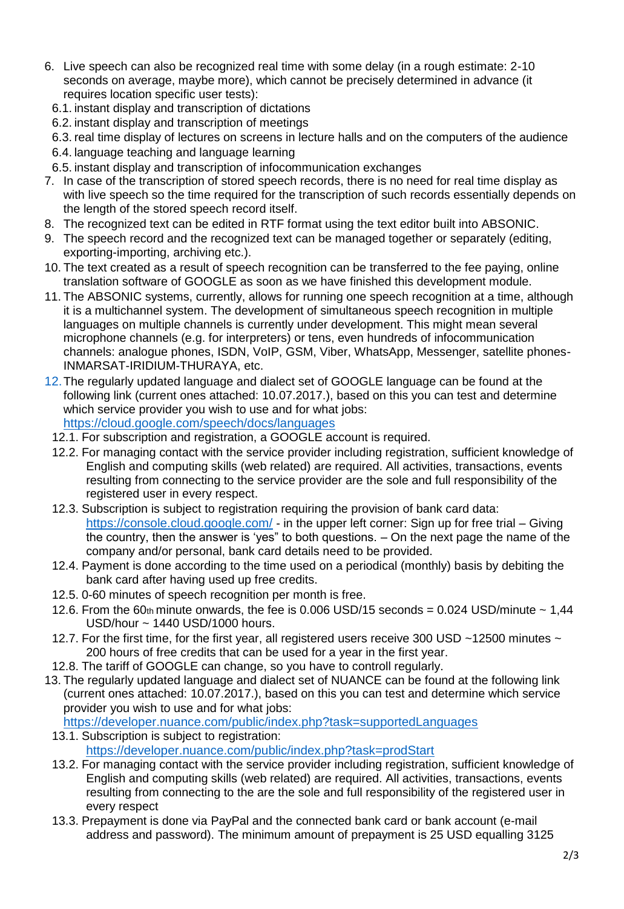6. Live speech can also be recognized real time with some delay (in a rough estimate: 2-10 seconds on average, maybe more), which cannot be precisely determined in advance (it requires location specific user tests):
   6.1. instant display and transcription of dictations
   6.2. instant display and transcription of meetings
   6.3. real time display of lectures on screens in lecture halls and on the computers of the audience
   6.4. language teaching and language learning
   6.5. instant display and transcription of infocommunication exchanges
7. In case of the transcription of stored speech records, there is no need for real time display as with live speech so the time required for the transcription of such records essentially depends on the length of the stored speech record itself.
8. The recognized text can be edited in RTF format using the text editor built into ABSONIC.
9. The speech record and the recognized text can be managed together or separately (editing, exporting-importing, archiving etc.).
10. The text created as a result of speech recognition can be transferred to the fee paying, online translation software of GOOGLE as soon as we have finished this development module.
11. The ABSONIC systems, currently, allows for running one speech recognition at a time, although it is a multichannel system. The development of simultaneous speech recognition in multiple languages on multiple channels is currently under development. This might mean several microphone channels (e.g. for interpreters) or tens, even hundreds of infocommunication channels: analogue phones, ISDN, VoIP, GSM, Viber, WhatsApp, Messenger, satellite phones- INMARSAT-IRIDIUM-THURAYA, etc.
12. The regularly updated language and dialect set of GOOGLE language can be found at the following link (current ones attached: 10.07.2017.), based on this you can test and determine which service provider you wish to use and for what jobs: https://cloud.google.com/speech/docs/languages
    12.1. For subscription and registration, a GOOGLE account is required.
    12.2. For managing contact with the service provider including registration, sufficient knowledge of English and computing skills (web related) are required. All activities, transactions, events resulting from connecting to the service provider are the sole and full responsibility of the registered user in every respect.
    12.3. Subscription is subject to registration requiring the provision of bank card data: https://console.cloud.google.com/ - in the upper left corner: Sign up for free trial – Giving the country, then the answer is 'yes" to both questions. – On the next page the name of the company and/or personal, bank card details need to be provided.
    12.4. Payment is done according to the time used on a periodical (monthly) basis by debiting the bank card after having used up free credits.
    12.5. 0-60 minutes of speech recognition per month is free.
    12.6. From the 60th minute onwards, the fee is 0.006 USD/15 seconds = 0.024 USD/minute ~ 1,44 USD/hour ~ 1440 USD/1000 hours.
    12.7. For the first time, for the first year, all registered users receive 300 USD ~12500 minutes ~ 200 hours of free credits that can be used for a year in the first year.
    12.8. The tariff of GOOGLE can change, so you have to controll regularly.
13. The regularly updated language and dialect set of NUANCE can be found at the following link (current ones attached: 10.07.2017.), based on this you can test and determine which service provider you wish to use and for what jobs: https://developer.nuance.com/public/index.php?task=supportedLanguages
    13.1. Subscription is subject to registration: https://developer.nuance.com/public/index.php?task=prodStart
    13.2. For managing contact with the service provider including registration, sufficient knowledge of English and computing skills (web related) are required. All activities, transactions, events resulting from connecting to the are the sole and full responsibility of the registered user in every respect
    13.3. Prepayment is done via PayPal and the connected bank card or bank account (e-mail address and password). The minimum amount of prepayment is 25 USD equalling 3125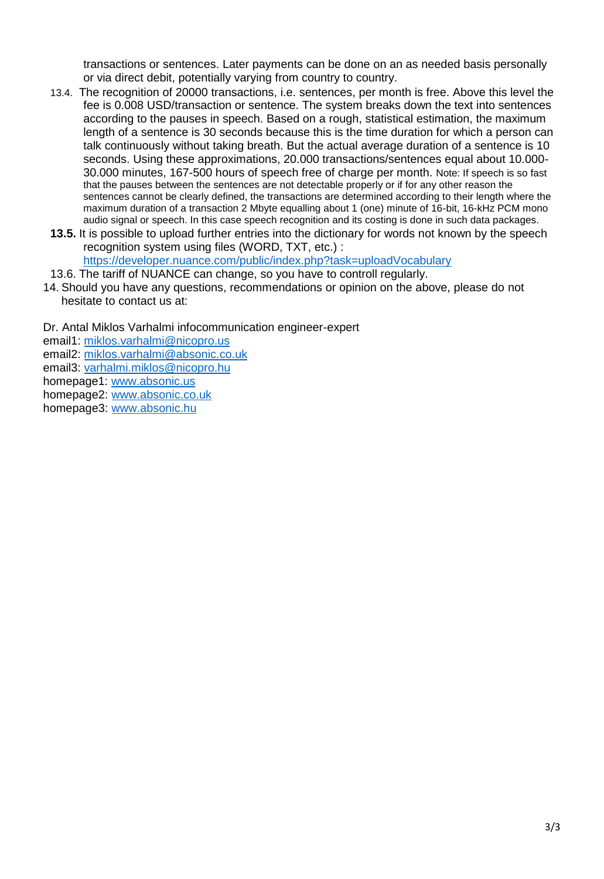transactions or sentences. Later payments can be done on an as needed basis personally or via direct debit, potentially varying from country to country.

13.4. The recognition of 20000 transactions, i.e. sentences, per month is free. Above this level the fee is 0.008 USD/transaction or sentence. The system breaks down the text into sentences according to the pauses in speech. Based on a rough, statistical estimation, the maximum length of a sentence is 30 seconds because this is the time duration for which a person can talk continuously without taking breath. But the actual average duration of a sentence is 10 seconds. Using these approximations, 20.000 transactions/sentences equal about 10.000-30.000 minutes, 167-500 hours of speech free of charge per month. Note: If speech is so fast that the pauses between the sentences are not detectable properly or if for any other reason the sentences cannot be clearly defined, the transactions are determined according to their length where the maximum duration of a transaction 2 Mbyte equalling about 1 (one) minute of 16-bit, 16-kHz PCM mono audio signal or speech. In this case speech recognition and its costing is done in such data packages.

**13.5.** It is possible to upload further entries into the dictionary for words not known by the speech recognition system using files (WORD, TXT, etc.) : https://developer.nuance.com/public/index.php?task=uploadVocabulary

13.6. The tariff of NUANCE can change, so you have to controll regularly.

14. Should you have any questions, recommendations or opinion on the above, please do not hesitate to contact us at:

Dr. Antal Miklos Varhalmi infocommunication engineer-expert
email1: miklos.varhalmi@nicopro.us
email2: miklos.varhalmi@absonic.co.uk
email3: varhalmi.miklos@nicopro.hu
homepage1: www.absonic.us
homepage2: www.absonic.co.uk
homepage3: www.absonic.hu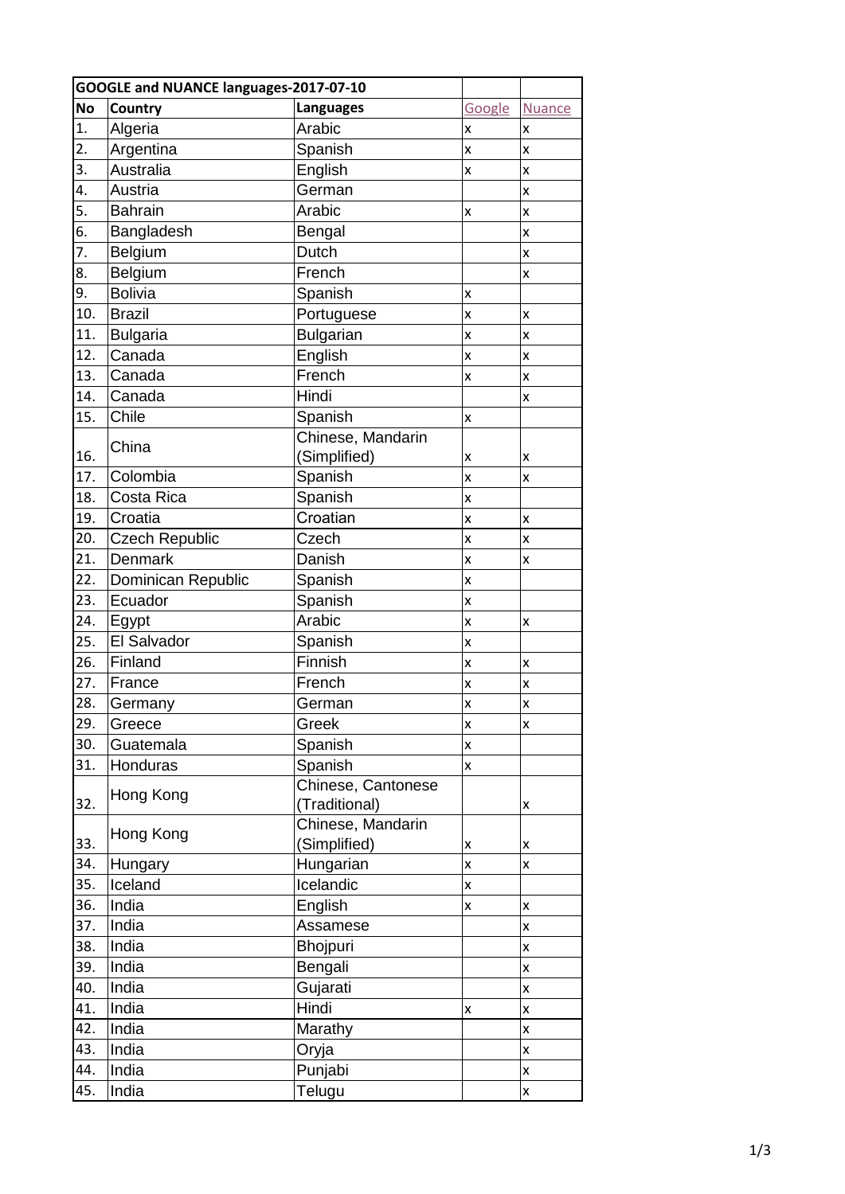| GOOGLE and NUANCE languages-2017-07-10 | | | | |
|---|---|---|---|---|
| No | Country | Languages | Google | Nuance |
| 1. | Algeria | Arabic | x | x |
| 2. | Argentina | Spanish | x | x |
| 3. | Australia | English | x | x |
| 4. | Austria | German | | x |
| 5. | Bahrain | Arabic | x | x |
| 6. | Bangladesh | Bengal | | x |
| 7. | Belgium | Dutch | | x |
| 8. | Belgium | French | | x |
| 9. | Bolivia | Spanish | x | |
| 10. | Brazil | Portuguese | x | x |
| 11. | Bulgaria | Bulgarian | x | x |
| 12. | Canada | English | x | x |
| 13. | Canada | French | x | x |
| 14. | Canada | Hindi | | x |
| 15. | Chile | Spanish | x | |
| 16. | China | Chinese, Mandarin (Simplified) | x | x |
| 17. | Colombia | Spanish | x | x |
| 18. | Costa Rica | Spanish | x | |
| 19. | Croatia | Croatian | x | x |
| 20. | Czech Republic | Czech | x | x |
| 21. | Denmark | Danish | x | x |
| 22. | Dominican Republic | Spanish | x | |
| 23. | Ecuador | Spanish | x | |
| 24. | Egypt | Arabic | x | x |
| 25. | El Salvador | Spanish | x | |
| 26. | Finland | Finnish | x | x |
| 27. | France | French | x | x |
| 28. | Germany | German | x | x |
| 29. | Greece | Greek | x | x |
| 30. | Guatemala | Spanish | x | |
| 31. | Honduras | Spanish | x | |
| 32. | Hong Kong | Chinese, Cantonese (Traditional) | | x |
| 33. | Hong Kong | Chinese, Mandarin (Simplified) | x | x |
| 34. | Hungary | Hungarian | x | x |
| 35. | Iceland | Icelandic | x | |
| 36. | India | English | x | x |
| 37. | India | Assamese | | x |
| 38. | India | Bhojpuri | | x |
| 39. | India | Bengali | | x |
| 40. | India | Gujarati | | x |
| 41. | India | Hindi | x | x |
| 42. | India | Marathy | | x |
| 43. | India | Oryja | | x |
| 44. | India | Punjabi | | x |
| 45. | India | Telugu | | x |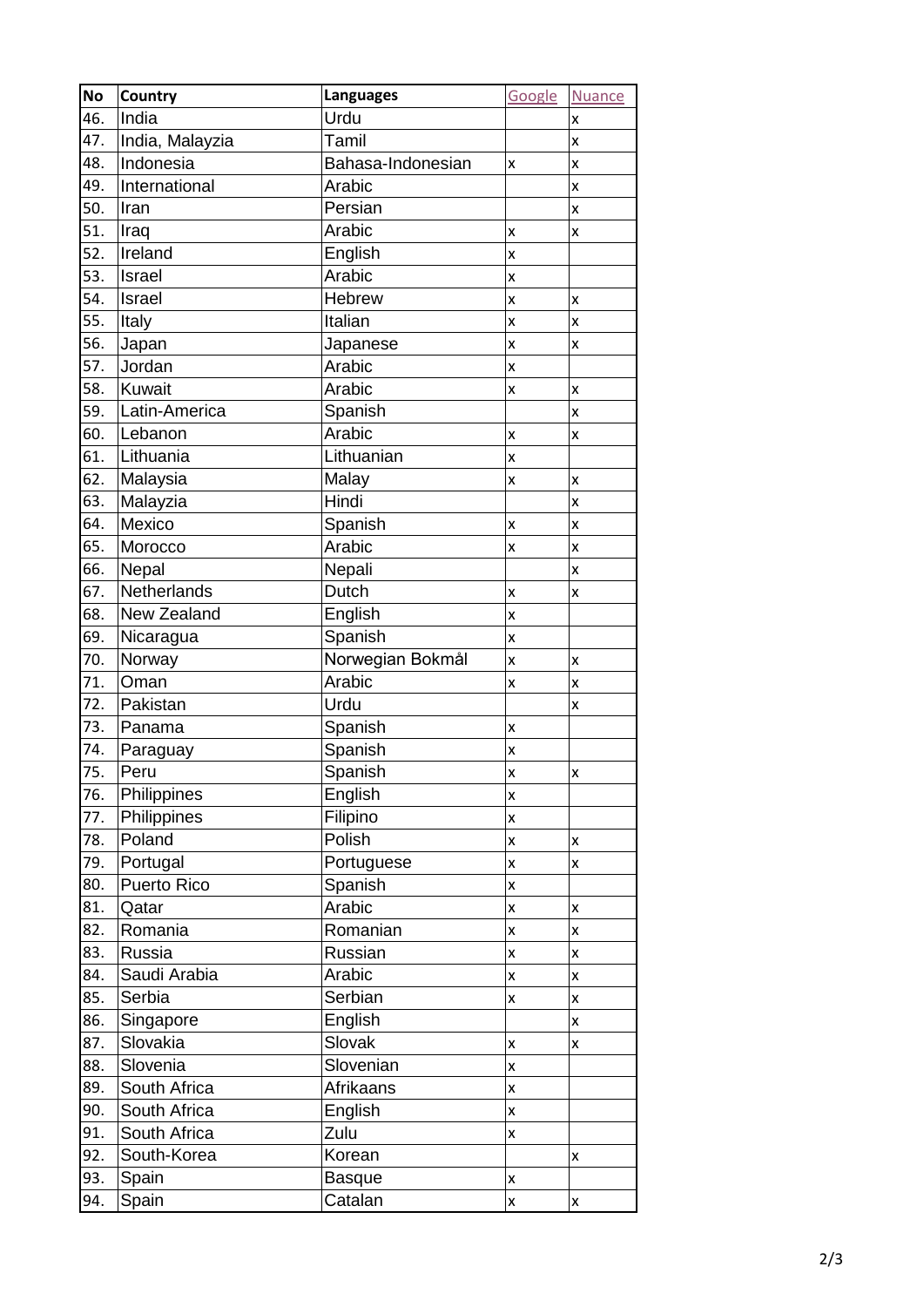| No | Country | Languages | Google | Nuance |
| --- | --- | --- | --- | --- |
| 46. | India | Urdu | | x |
| 47. | India, Malayzia | Tamil | | x |
| 48. | Indonesia | Bahasa-Indonesian | x | x |
| 49. | International | Arabic | | x |
| 50. | Iran | Persian | | x |
| 51. | Iraq | Arabic | x | x |
| 52. | Ireland | English | x | |
| 53. | Israel | Arabic | x | |
| 54. | Israel | Hebrew | x | x |
| 55. | Italy | Italian | x | x |
| 56. | Japan | Japanese | x | x |
| 57. | Jordan | Arabic | x | |
| 58. | Kuwait | Arabic | x | x |
| 59. | Latin-America | Spanish | | x |
| 60. | Lebanon | Arabic | x | x |
| 61. | Lithuania | Lithuanian | x | |
| 62. | Malaysia | Malay | x | x |
| 63. | Malayzia | Hindi | | x |
| 64. | Mexico | Spanish | x | x |
| 65. | Morocco | Arabic | x | x |
| 66. | Nepal | Nepali | | x |
| 67. | Netherlands | Dutch | x | x |
| 68. | New Zealand | English | x | |
| 69. | Nicaragua | Spanish | x | |
| 70. | Norway | Norwegian Bokmål | x | x |
| 71. | Oman | Arabic | x | x |
| 72. | Pakistan | Urdu | | x |
| 73. | Panama | Spanish | x | |
| 74. | Paraguay | Spanish | x | |
| 75. | Peru | Spanish | x | x |
| 76. | Philippines | English | x | |
| 77. | Philippines | Filipino | x | |
| 78. | Poland | Polish | x | x |
| 79. | Portugal | Portuguese | x | x |
| 80. | Puerto Rico | Spanish | x | |
| 81. | Qatar | Arabic | x | x |
| 82. | Romania | Romanian | x | x |
| 83. | Russia | Russian | x | x |
| 84. | Saudi Arabia | Arabic | x | x |
| 85. | Serbia | Serbian | x | x |
| 86. | Singapore | English | | x |
| 87. | Slovakia | Slovak | x | x |
| 88. | Slovenia | Slovenian | x | |
| 89. | South Africa | Afrikaans | x | |
| 90. | South Africa | English | x | |
| 91. | South Africa | Zulu | x | |
| 92. | South-Korea | Korean | | x |
| 93. | Spain | Basque | x | |
| 94. | Spain | Catalan | x | x |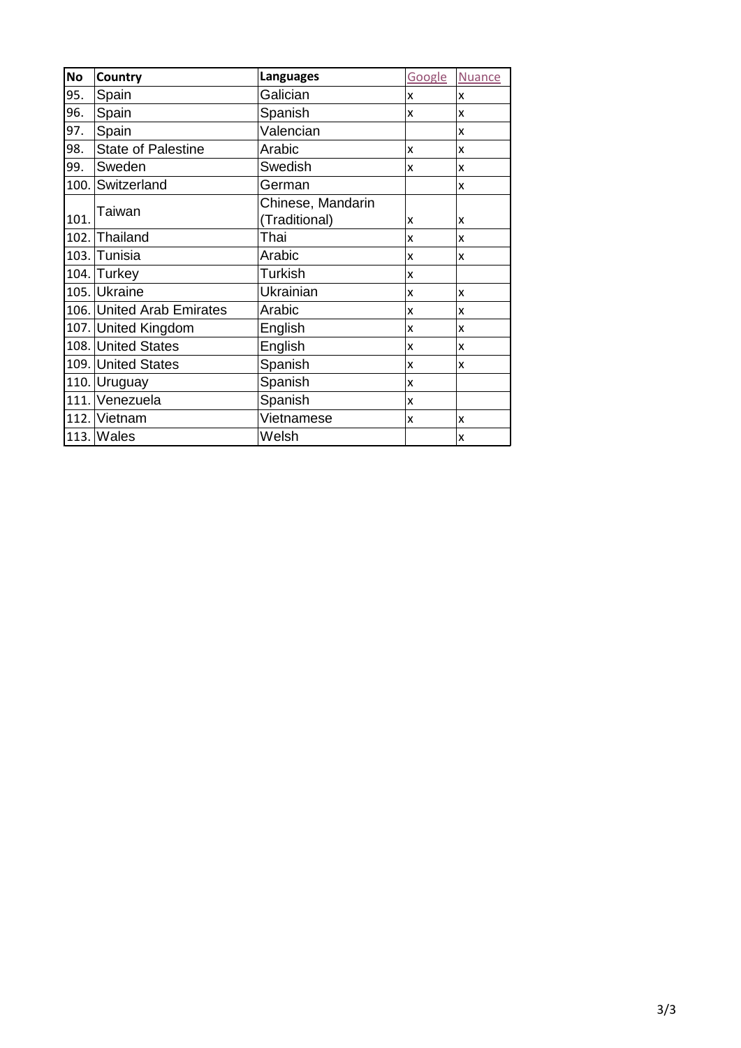| No | Country | Languages | Google | Nuance |
|---|---|---|---|---|
| 95. | Spain | Galician | x | x |
| 96. | Spain | Spanish | x | x |
| 97. | Spain | Valencian | | x |
| 98. | State of Palestine | Arabic | x | x |
| 99. | Sweden | Swedish | x | x |
| 100. | Switzerland | German | | x |
| 101. | Taiwan | Chinese, Mandarin (Traditional) | x | x |
| 102. | Thailand | Thai | x | x |
| 103. | Tunisia | Arabic | x | x |
| 104. | Turkey | Turkish | x | |
| 105. | Ukraine | Ukrainian | x | x |
| 106. | United Arab Emirates | Arabic | x | x |
| 107. | United Kingdom | English | x | x |
| 108. | United States | English | x | x |
| 109. | United States | Spanish | x | x |
| 110. | Uruguay | Spanish | x | |
| 111. | Venezuela | Spanish | x | |
| 112. | Vietnam | Vietnamese | x | x |
| 113. | Wales | Welsh | | x |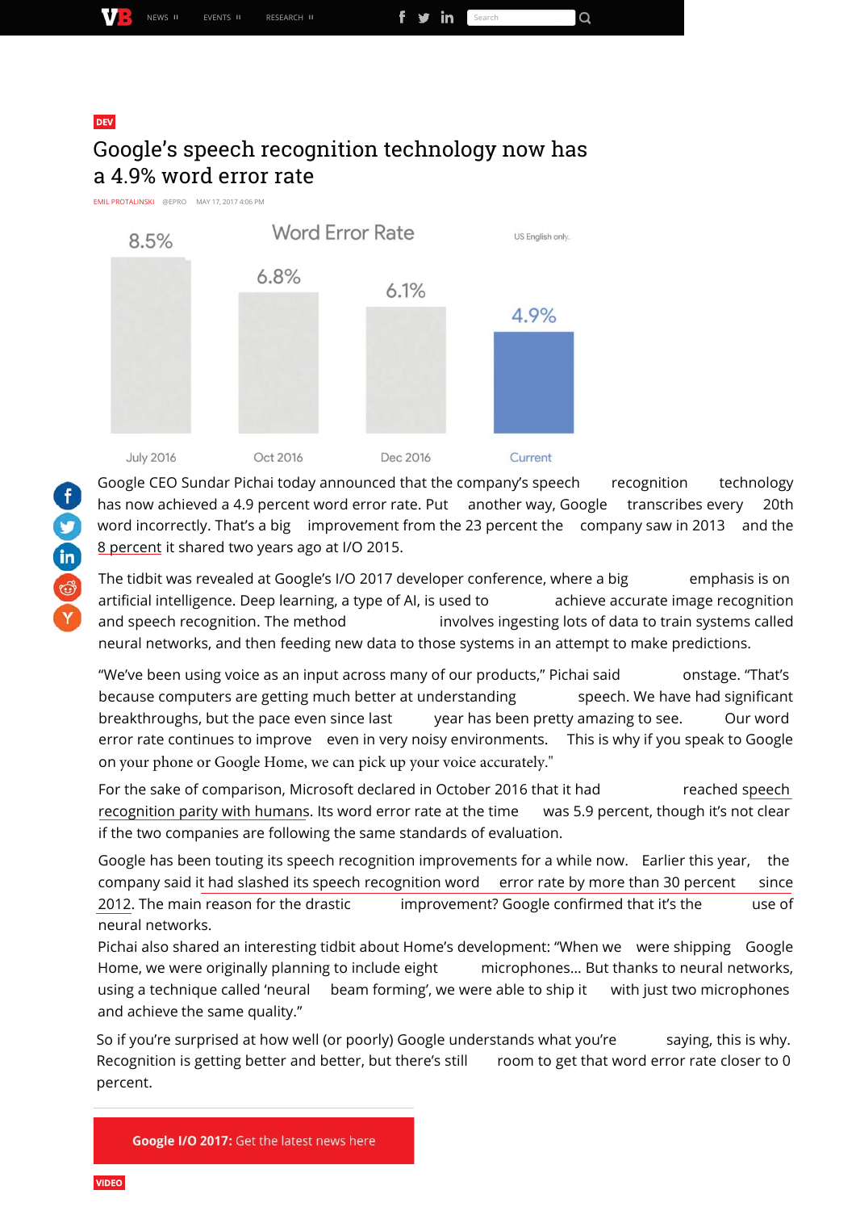DEV

# Google's speech recognition technology now has a 4.9% word error rate

EMIL PROTALINSKI @EPRO MAY 17, 2017 4:06 PM

Word Error Rate

US English only.

| July 2016 | Oct 2016 | Dec 2016 | Current |
|---|---|---|---|
| 8.5% | 6.8% | 6.1% | 4.9% |

Google CEO Sundar Pichai today announced that the company's speech recognition technology has now achieved a 4.9 percent word error rate. Put another way, Google transcribes every 20th word incorrectly. That's a big improvement from the 23 percent the company saw in 2013 and the 8 percent it shared two years ago at I/O 2015.

The tidbit was revealed at Google's I/O 2017 developer conference, where a big emphasis is on artificial intelligence. Deep learning, a type of AI, is used to achieve accurate image recognition and speech recognition. The method involves ingesting lots of data to train systems called neural networks, and then feeding new data to those systems in an attempt to make predictions.

"We've been using voice as an input across many of our products," Pichai said onstage. "That's because computers are getting much better at understanding speech. We have had significant breakthroughs, but the pace even since last year has been pretty amazing to see. Our word error rate continues to improve even in very noisy environments. This is why if you speak to Google on your phone or Google Home, we can pick up your voice accurately."

For the sake of comparison, Microsoft declared in October 2016 that it had reached speech recognition parity with humans. Its word error rate at the time was 5.9 percent, though it's not clear if the two companies are following the same standards of evaluation.

Google has been touting its speech recognition improvements for a while now. Earlier this year, the company said it had slashed its speech recognition word error rate by more than 30 percent since 2012. The main reason for the drastic improvement? Google confirmed that it's the use of neural networks.

Pichai also shared an interesting tidbit about Home's development: "When we were shipping Google Home, we were originally planning to include eight microphones… But thanks to neural networks, using a technique called 'neural beam forming', we were able to ship it with just two microphones and achieve the same quality."

So if you're surprised at how well (or poorly) Google understands what you're saying, this is why. Recognition is getting better and better, but there's still room to get that word error rate closer to 0 percent.

**Google I/O 2017:** Get the latest news here

VIDEO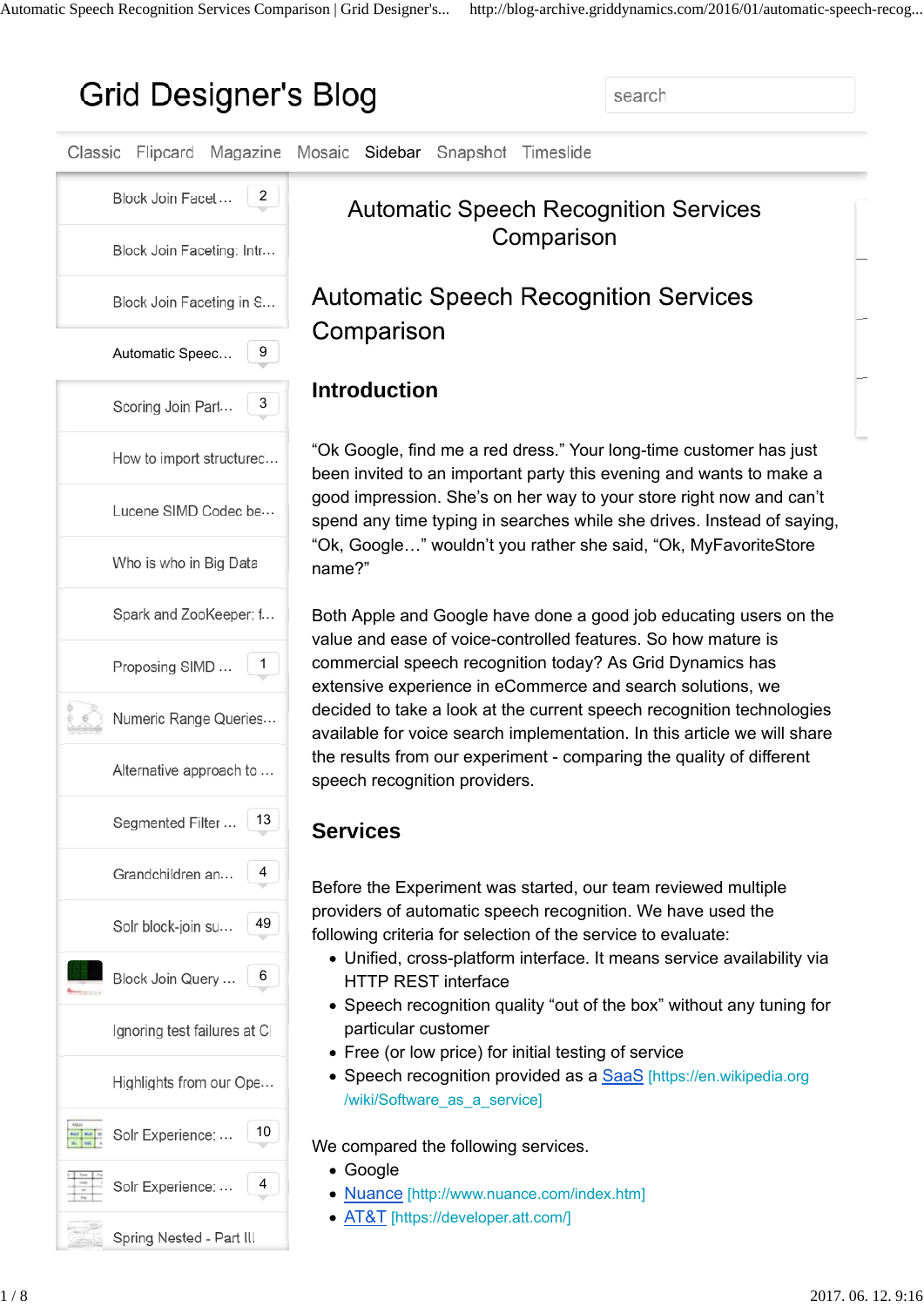# Automatic Speech Recognition Services Comparison

## Automatic Speech Recognition Services Comparison

### Introduction

“Ok Google, find me a red dress.” Your long-time customer has just been invited to an important party this evening and wants to make a good impression. She’s on her way to your store right now and can’t spend any time typing in searches while she drives. Instead of saying, “Ok, Google…” wouldn’t you rather she said, “Ok, MyFavoriteStore name?”

Both Apple and Google have done a good job educating users on the value and ease of voice-controlled features. So how mature is commercial speech recognition today? As Grid Dynamics has extensive experience in eCommerce and search solutions, we decided to take a look at the current speech recognition technologies available for voice search implementation. In this article we will share the results from our experiment - comparing the quality of different speech recognition providers.

### Services

Before the Experiment was started, our team reviewed multiple providers of automatic speech recognition. We have used the following criteria for selection of the service to evaluate:

- Unified, cross-platform interface. It means service availability via HTTP REST interface
- Speech recognition quality “out of the box” without any tuning for particular customer
- Free (or low price) for initial testing of service
- Speech recognition provided as a SaaS [https://en.wikipedia.org/wiki/Software_as_a_service]

We compared the following services.

- Google
- Nuance [http://www.nuance.com/index.htm]
- AT&T [https://developer.att.com/]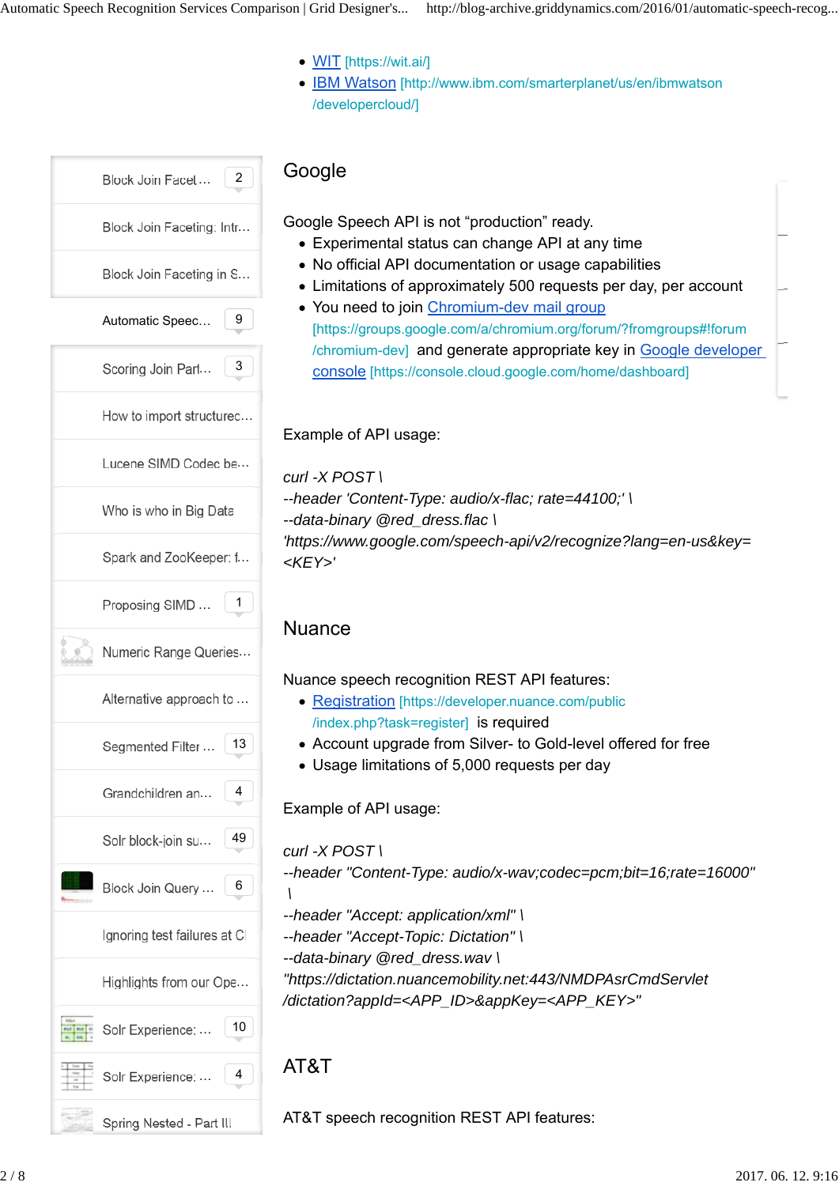- WIT [https://wit.ai/]
- IBM Watson [http://www.ibm.com/smarterplanet/us/en/ibmwatson/developercloud/]

## Google

Google Speech API is not "production" ready.

- Experimental status can change API at any time
- No official API documentation or usage capabilities
- Limitations of approximately 500 requests per day, per account
- You need to join Chromium-dev mail group [https://groups.google.com/a/chromium.org/forum/?fromgroups#!forum/chromium-dev] and generate appropriate key in Google developer console [https://console.cloud.google.com/home/dashboard]

Example of API usage:

*curl -X POST \*
*--header 'Content-Type: audio/x-flac; rate=44100;' \*
*--data-binary @red_dress.flac \*
*'https://www.google.com/speech-api/v2/recognize?lang=en-us&key=<KEY>'*

## Nuance

Nuance speech recognition REST API features:

- Registration [https://developer.nuance.com/public/index.php?task=register] is required
- Account upgrade from Silver- to Gold-level offered for free
- Usage limitations of 5,000 requests per day

Example of API usage:

*curl -X POST \*
*--header "Content-Type: audio/x-wav;codec=pcm;bit=16;rate=16000" \*
*--header "Accept: application/xml" \*
*--header "Accept-Topic: Dictation" \*
*--data-binary @red_dress.wav \*
*"https://dictation.nuancemobility.net:443/NMDPAsrCmdServlet/dictation?appId=<APP_ID>&appKey=<APP_KEY>"*

## AT&T

AT&T speech recognition REST API features: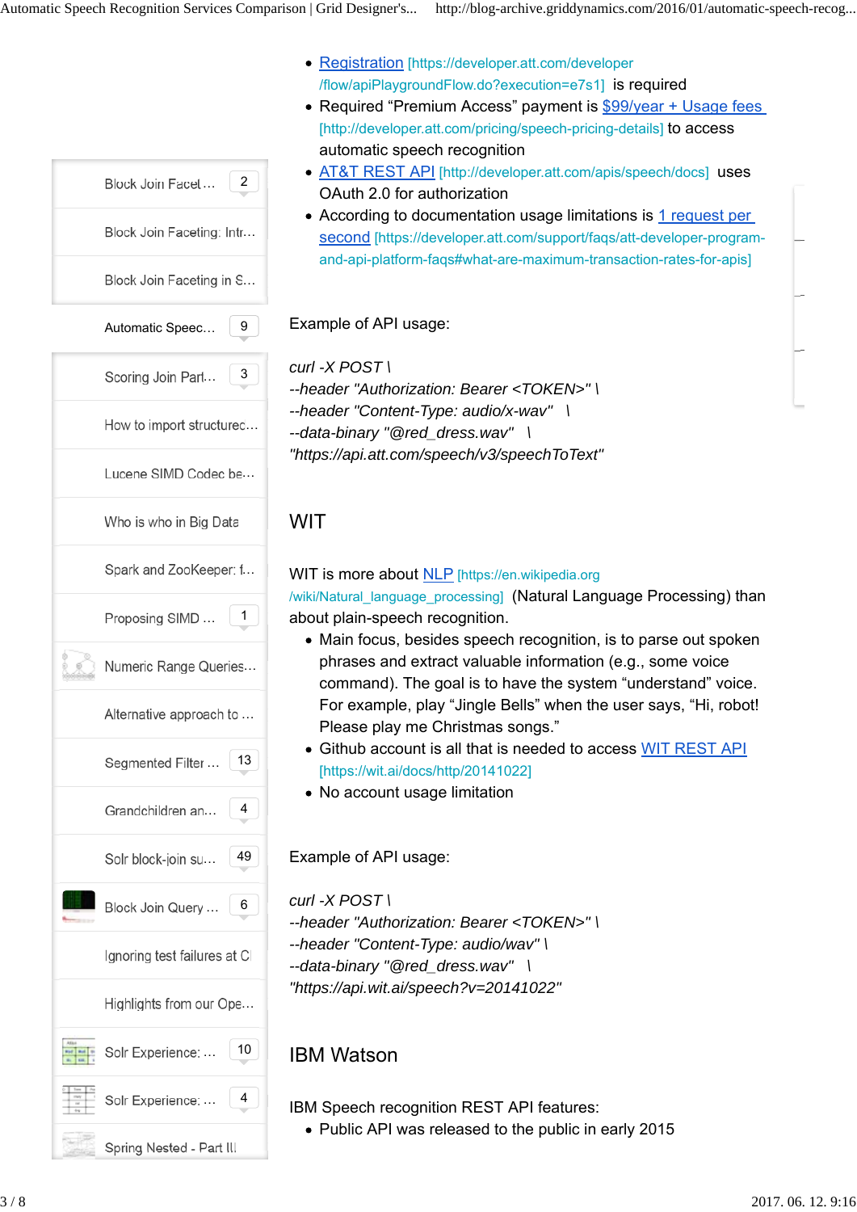- Registration [https://developer.att.com/developer/flow/apiPlaygroundFlow.do?execution=e7s1] is required
- Required "Premium Access" payment is $99/year + Usage fees [http://developer.att.com/pricing/speech-pricing-details] to access automatic speech recognition
- AT&T REST API [http://developer.att.com/apis/speech/docs] uses OAuth 2.0 for authorization
- According to documentation usage limitations is 1 request per second [https://developer.att.com/support/faqs/att-developer-program-and-api-platform-faqs#what-are-maximum-transaction-rates-for-apis]

Example of API usage:

```
curl -X POST \
--header "Authorization: Bearer <TOKEN>" \
--header "Content-Type: audio/x-wav"   \
--data-binary "@red_dress.wav"   \
"https://api.att.com/speech/v3/speechToText"
```

## WIT

WIT is more about NLP [https://en.wikipedia.org/wiki/Natural_language_processing] (Natural Language Processing) than about plain-speech recognition.

- Main focus, besides speech recognition, is to parse out spoken phrases and extract valuable information (e.g., some voice command). The goal is to have the system "understand" voice. For example, play "Jingle Bells" when the user says, "Hi, robot! Please play me Christmas songs."
- Github account is all that is needed to access WIT REST API [https://wit.ai/docs/http/20141022]
- No account usage limitation

Example of API usage:

```
curl -X POST \
--header "Authorization: Bearer <TOKEN>" \
--header "Content-Type: audio/wav" \
--data-binary "@red_dress.wav"   \
"https://api.wit.ai/speech?v=20141022"
```

## IBM Watson

IBM Speech recognition REST API features:

- Public API was released to the public in early 2015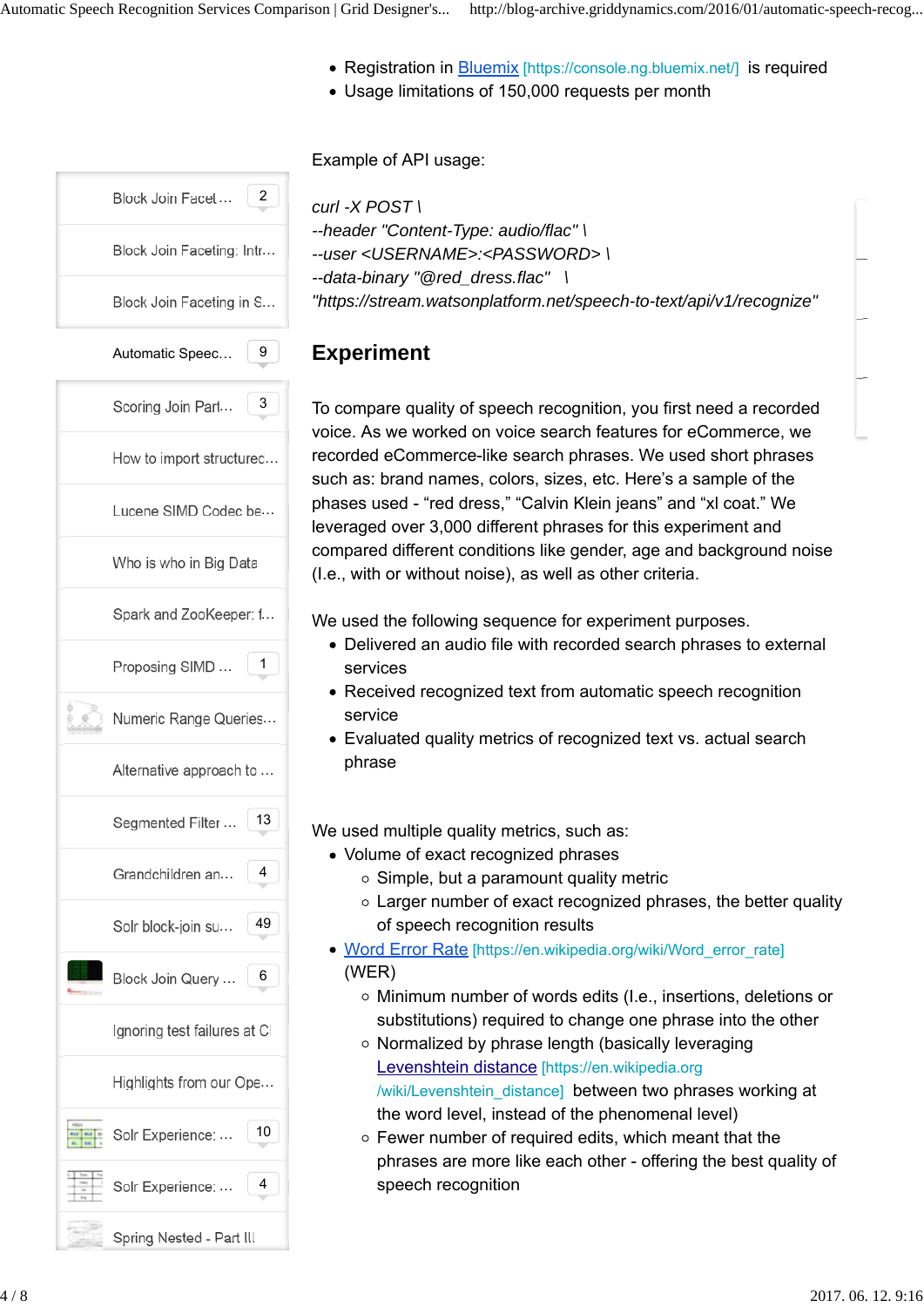- Registration in [Bluemix](https://console.ng.bluemix.net/) [https://console.ng.bluemix.net/] is required
- Usage limitations of 150,000 requests per month

Example of API usage:

```
curl -X POST \
--header "Content-Type: audio/flac" \
--user <USERNAME>:<PASSWORD> \
--data-binary "@red_dress.flac"   \
"https://stream.watsonplatform.net/speech-to-text/api/v1/recognize"
```

## Experiment

To compare quality of speech recognition, you first need a recorded voice. As we worked on voice search features for eCommerce, we recorded eCommerce-like search phrases. We used short phrases such as: brand names, colors, sizes, etc. Here's a sample of the phases used - "red dress," "Calvin Klein jeans" and "xl coat." We leveraged over 3,000 different phrases for this experiment and compared different conditions like gender, age and background noise (I.e., with or without noise), as well as other criteria.

We used the following sequence for experiment purposes.

- Delivered an audio file with recorded search phrases to external services
- Received recognized text from automatic speech recognition service
- Evaluated quality metrics of recognized text vs. actual search phrase

We used multiple quality metrics, such as:

- Volume of exact recognized phrases
  - Simple, but a paramount quality metric
  - Larger number of exact recognized phrases, the better quality of speech recognition results
- [Word Error Rate](https://en.wikipedia.org/wiki/Word_error_rate) [https://en.wikipedia.org/wiki/Word_error_rate] (WER)
  - Minimum number of words edits (I.e., insertions, deletions or substitutions) required to change one phrase into the other
  - Normalized by phrase length (basically leveraging [Levenshtein distance](https://en.wikipedia.org/wiki/Levenshtein_distance) [https://en.wikipedia.org/wiki/Levenshtein_distance] between two phrases working at the word level, instead of the phenomenal level)
  - Fewer number of required edits, which meant that the phrases are more like each other - offering the best quality of speech recognition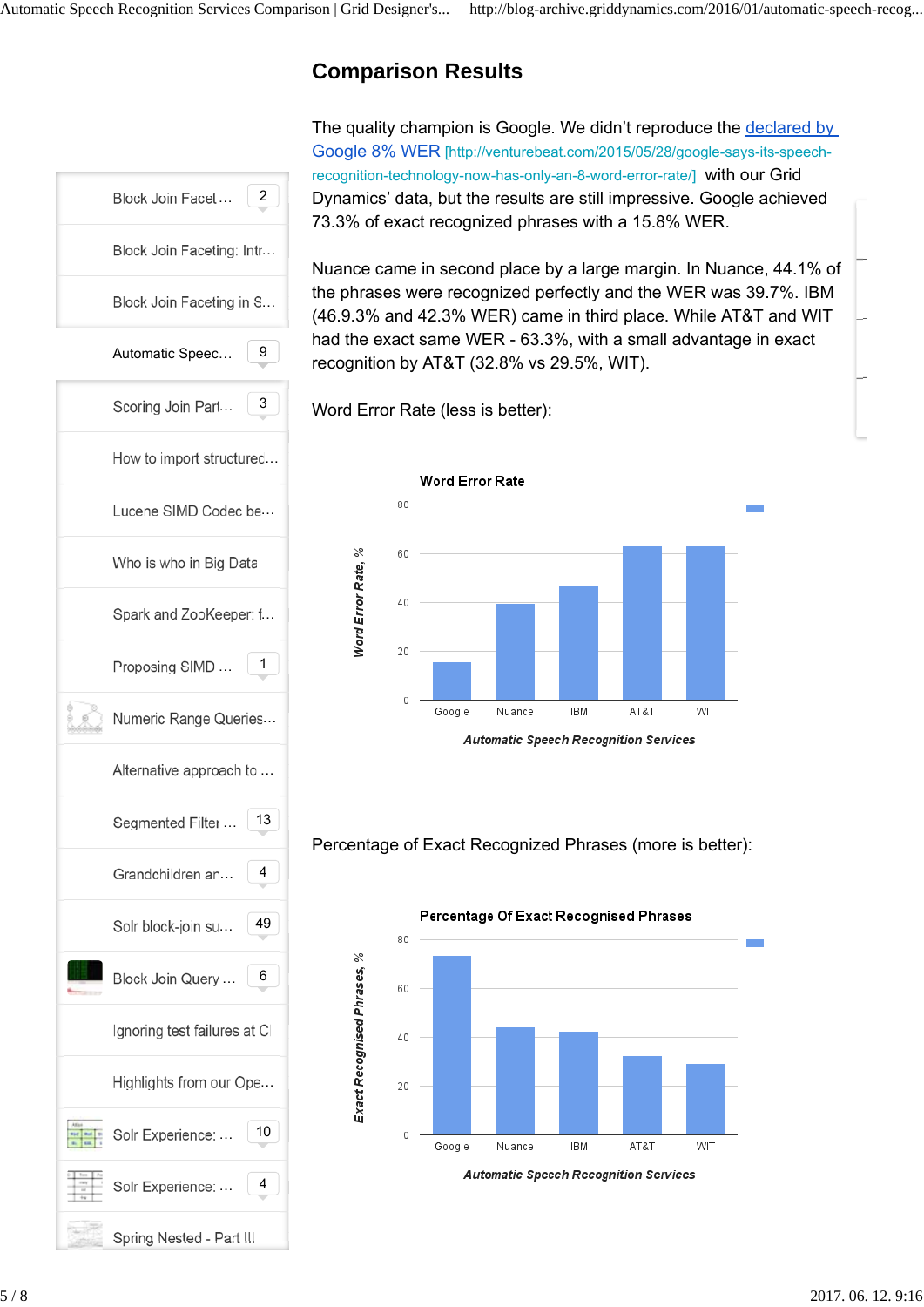## Comparison Results

The quality champion is Google. We didn't reproduce the [declared by Google 8% WER](http://venturebeat.com/2015/05/28/google-says-its-speech-recognition-technology-now-has-only-an-8-word-error-rate/) [http://venturebeat.com/2015/05/28/google-says-its-speech-recognition-technology-now-has-only-an-8-word-error-rate/] with our Grid Dynamics' data, but the results are still impressive. Google achieved 73.3% of exact recognized phrases with a 15.8% WER.

Nuance came in second place by a large margin. In Nuance, 44.1% of the phrases were recognized perfectly and the WER was 39.7%. IBM (46.9.3% and 42.3% WER) came in third place. While AT&T and WIT had the exact same WER - 63.3%, with a small advantage in exact recognition by AT&T (32.8% vs 29.5%, WIT).

Word Error Rate (less is better):

Percentage of Exact Recognized Phrases (more is better):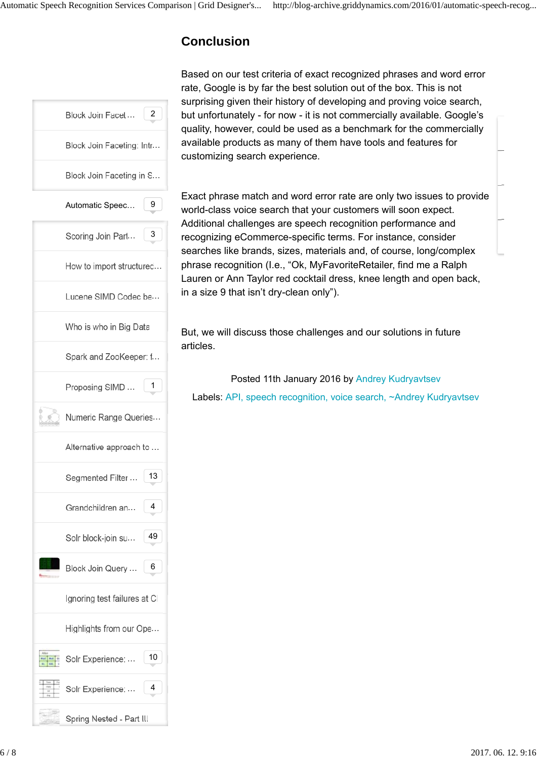## Conclusion

Based on our test criteria of exact recognized phrases and word error rate, Google is by far the best solution out of the box. This is not surprising given their history of developing and proving voice search, but unfortunately - for now - it is not commercially available. Google's quality, however, could be used as a benchmark for the commercially available products as many of them have tools and features for customizing search experience.

Exact phrase match and word error rate are only two issues to provide world-class voice search that your customers will soon expect. Additional challenges are speech recognition performance and recognizing eCommerce-specific terms. For instance, consider searches like brands, sizes, materials and, of course, long/complex phrase recognition (I.e., "Ok, MyFavoriteRetailer, find me a Ralph Lauren or Ann Taylor red cocktail dress, knee length and open back, in a size 9 that isn't dry-clean only").

But, we will discuss those challenges and our solutions in future articles.

Posted 11th January 2016 by Andrey Kudryavtsev

Labels: API, speech recognition, voice search, ~Andrey Kudryavtsev

- Block Join Facet … 2
- Block Join Faceting: Intr…
- Block Join Faceting in S…
- Automatic Speec… 9
- Scoring Join Part… 3
- How to import structurec…
- Lucene SIMD Codec be…
- Who is who in Big Data
- Spark and ZooKeeper: f…
- Proposing SIMD … 1
- Numeric Range Queries…
- Alternative approach to …
- Segmented Filter … 13
- Grandchildren an… 4
- Solr block-join su… 49
- Block Join Query … 6
- Ignoring test failures at CI
- Highlights from our Ope…
- Solr Experience: … 10
- Solr Experience: … 4
- Spring Nested - Part III